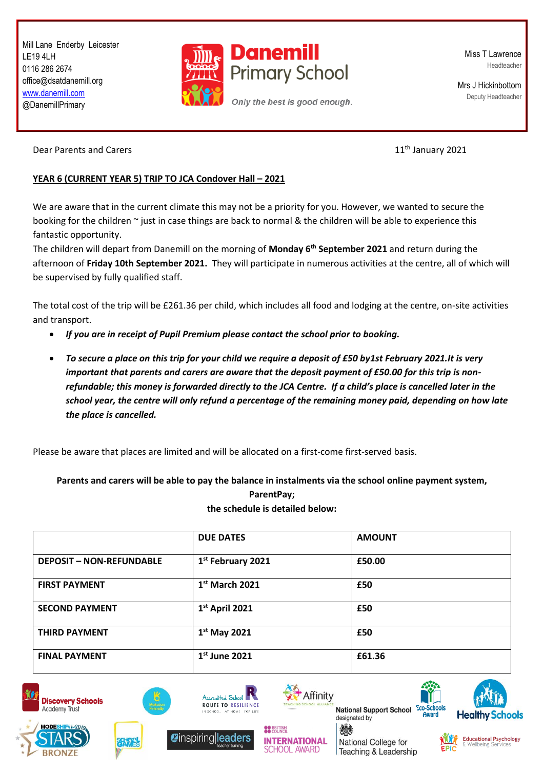Mill Lane Enderby Leicester
LE19 4LH
0116 286 2674
office@dsatdanemill.org
www.danemill.com
@DanemillPrimary

**Danemill Primary School**

*Only the best is good enough.*

Miss T Lawrence
Headteacher

Mrs J Hickinbottom
Deputy Headteacher

Dear Parents and Carers

11th January 2021

**YEAR 6 (CURRENT YEAR 5) TRIP TO JCA Condover Hall – 2021**

We are aware that in the current climate this may not be a priority for you. However, we wanted to secure the booking for the children ~ just in case things are back to normal & the children will be able to experience this fantastic opportunity.

The children will depart from Danemill on the morning of **Monday 6th September 2021** and return during the afternoon of **Friday 10th September 2021.** They will participate in numerous activities at the centre, all of which will be supervised by fully qualified staff.

The total cost of the trip will be £261.36 per child, which includes all food and lodging at the centre, on-site activities and transport.

- ***If you are in receipt of Pupil Premium please contact the school prior to booking.***
- ***To secure a place on this trip for your child we require a deposit of £50 by1st February 2021.It is very important that parents and carers are aware that the deposit payment of £50.00 for this trip is non-refundable; this money is forwarded directly to the JCA Centre. If a child's place is cancelled later in the school year, the centre will only refund a percentage of the remaining money paid, depending on how late the place is cancelled.***

Please be aware that places are limited and will be allocated on a first-come first-served basis.

**Parents and carers will be able to pay the balance in instalments via the school online payment system, ParentPay; the schedule is detailed below:**

| | DUE DATES | AMOUNT |
|---|---|---|
| **DEPOSIT – NON-REFUNDABLE** | **1st February 2021** | **£50.00** |
| **FIRST PAYMENT** | **1st March 2021** | **£50** |
| **SECOND PAYMENT** | **1st April 2021** | **£50** |
| **THIRD PAYMENT** | **1st May 2021** | **£50** |
| **FINAL PAYMENT** | **1st June 2021** | **£61.36** |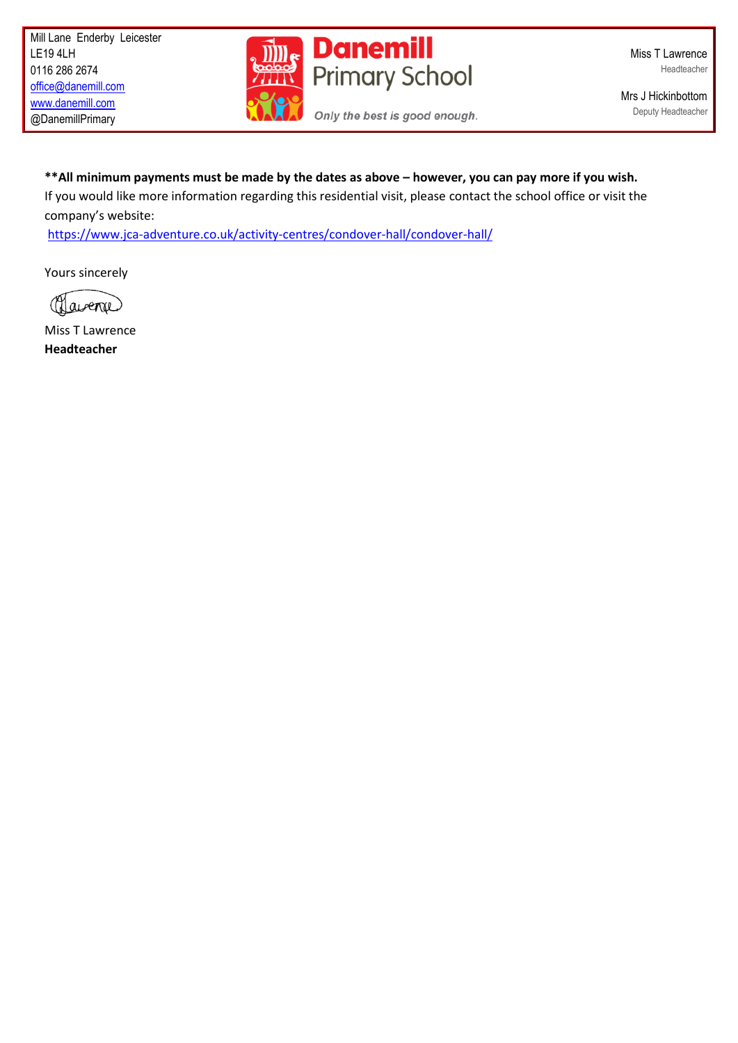Mill Lane Enderby Leicester
LE19 4LH
0116 286 2674
office@danemill.com
www.danemill.com
@DanemillPrimary

**Danemill**
Primary School

*Only the best is good enough.*

Miss T Lawrence
Headteacher

Mrs J Hickinbottom
Deputy Headteacher

**\*\*All minimum payments must be made by the dates as above – however, you can pay more if you wish.**
If you would like more information regarding this residential visit, please contact the school office or visit the company's website:
https://www.jca-adventure.co.uk/activity-centres/condover-hall/condover-hall/

Yours sincerely

Miss T Lawrence
**Headteacher**